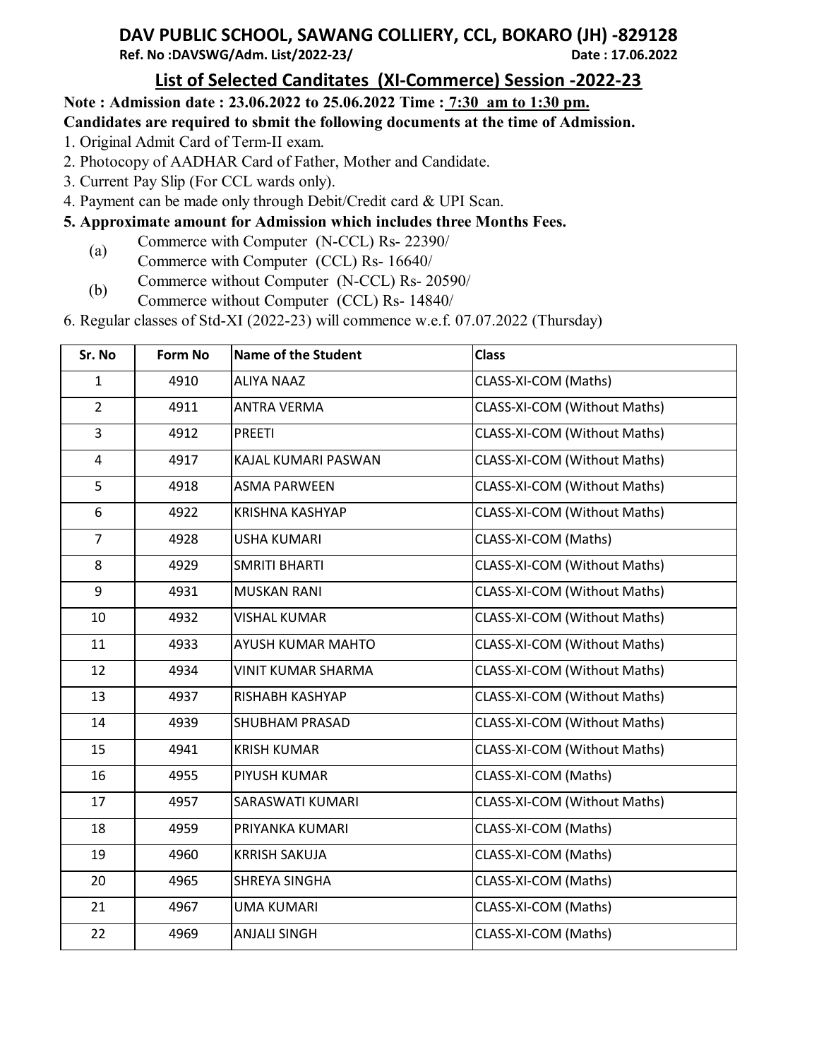# DAV PUBLIC SCHOOL, SAWANG COLLIERY, CCL, BOKARO (JH) -829128

**Ref. No :DAVSWG/Adm. List/2022-23/** **Date : 17.06.2022**

## List of Selected Canditates (XI-Commerce) Session -2022-23

**Note : Admission date : 23.06.2022 to 25.06.2022 Time : 7:30 am to 1:30 pm.**

**Candidates are required to sbmit the following documents at the time of Admission.**

1. Original Admit Card of Term-II exam.
2. Photocopy of AADHAR Card of Father, Mother and Candidate.
3. Current Pay Slip (For CCL wards only).
4. Payment can be made only through Debit/Credit card & UPI Scan.
5. **Approximate amount for Admission which includes three Months Fees.**
   - (a) Commerce with Computer (N-CCL) Rs- 22390/
     Commerce with Computer (CCL) Rs- 16640/
   - (b) Commerce without Computer (N-CCL) Rs- 20590/
     Commerce without Computer (CCL) Rs- 14840/
6. Regular classes of Std-XI (2022-23) will commence w.e.f. 07.07.2022 (Thursday)

| Sr. No | Form No | Name of the Student | Class |
|---|---|---|---|
| 1 | 4910 | ALIYA NAAZ | CLASS-XI-COM (Maths) |
| 2 | 4911 | ANTRA VERMA | CLASS-XI-COM (Without Maths) |
| 3 | 4912 | PREETI | CLASS-XI-COM (Without Maths) |
| 4 | 4917 | KAJAL KUMARI PASWAN | CLASS-XI-COM (Without Maths) |
| 5 | 4918 | ASMA PARWEEN | CLASS-XI-COM (Without Maths) |
| 6 | 4922 | KRISHNA KASHYAP | CLASS-XI-COM (Without Maths) |
| 7 | 4928 | USHA KUMARI | CLASS-XI-COM (Maths) |
| 8 | 4929 | SMRITI BHARTI | CLASS-XI-COM (Without Maths) |
| 9 | 4931 | MUSKAN RANI | CLASS-XI-COM (Without Maths) |
| 10 | 4932 | VISHAL KUMAR | CLASS-XI-COM (Without Maths) |
| 11 | 4933 | AYUSH KUMAR MAHTO | CLASS-XI-COM (Without Maths) |
| 12 | 4934 | VINIT KUMAR SHARMA | CLASS-XI-COM (Without Maths) |
| 13 | 4937 | RISHABH KASHYAP | CLASS-XI-COM (Without Maths) |
| 14 | 4939 | SHUBHAM PRASAD | CLASS-XI-COM (Without Maths) |
| 15 | 4941 | KRISH KUMAR | CLASS-XI-COM (Without Maths) |
| 16 | 4955 | PIYUSH KUMAR | CLASS-XI-COM (Maths) |
| 17 | 4957 | SARASWATI KUMARI | CLASS-XI-COM (Without Maths) |
| 18 | 4959 | PRIYANKA KUMARI | CLASS-XI-COM (Maths) |
| 19 | 4960 | KRRISH SAKUJA | CLASS-XI-COM (Maths) |
| 20 | 4965 | SHREYA SINGHA | CLASS-XI-COM (Maths) |
| 21 | 4967 | UMA KUMARI | CLASS-XI-COM (Maths) |
| 22 | 4969 | ANJALI SINGH | CLASS-XI-COM (Maths) |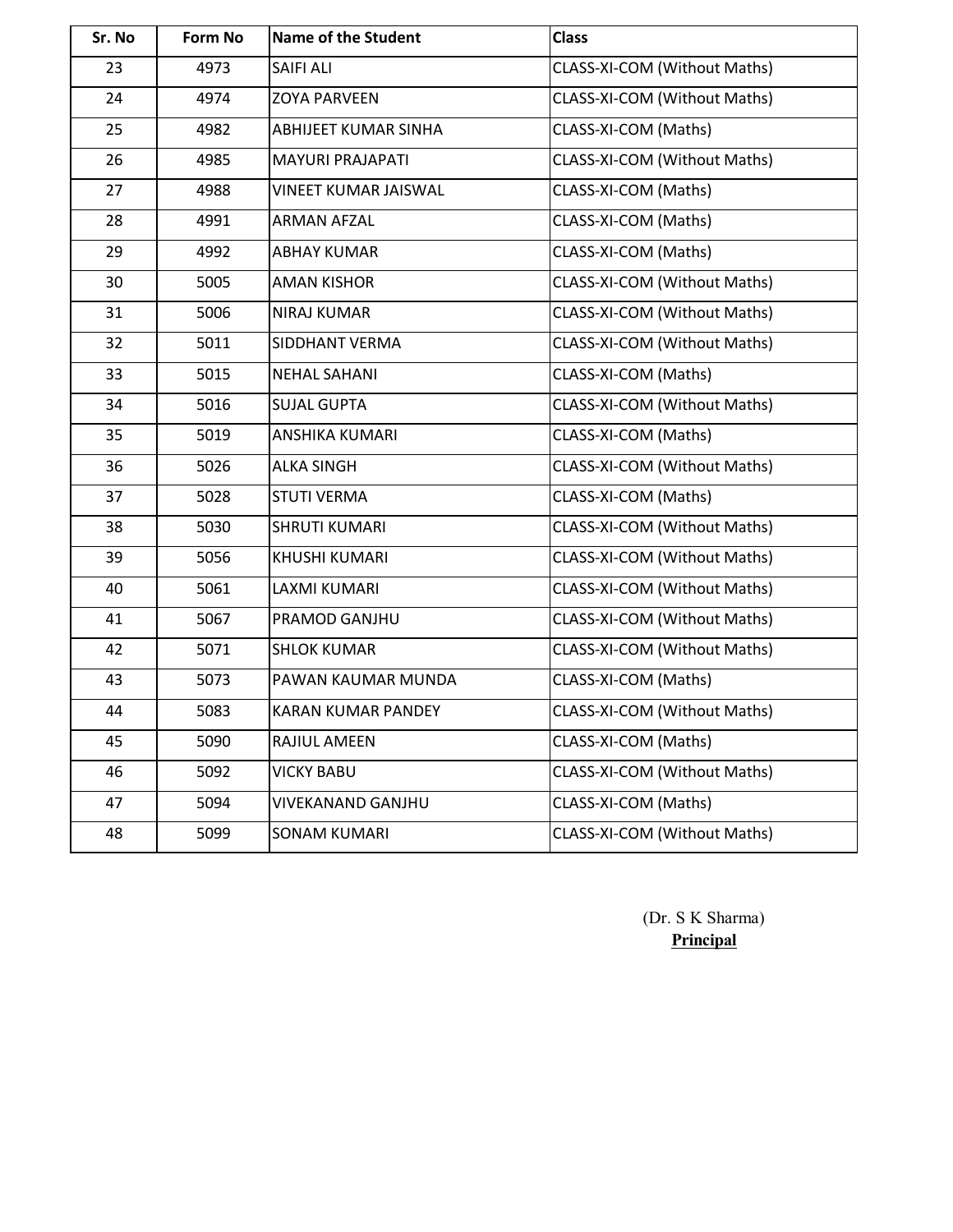| Sr. No | Form No | Name of the Student | Class |
|---|---|---|---|
| 23 | 4973 | SAIFI ALI | CLASS-XI-COM (Without Maths) |
| 24 | 4974 | ZOYA PARVEEN | CLASS-XI-COM (Without Maths) |
| 25 | 4982 | ABHIJEET KUMAR SINHA | CLASS-XI-COM (Maths) |
| 26 | 4985 | MAYURI PRAJAPATI | CLASS-XI-COM (Without Maths) |
| 27 | 4988 | VINEET KUMAR JAISWAL | CLASS-XI-COM (Maths) |
| 28 | 4991 | ARMAN AFZAL | CLASS-XI-COM (Maths) |
| 29 | 4992 | ABHAY KUMAR | CLASS-XI-COM (Maths) |
| 30 | 5005 | AMAN KISHOR | CLASS-XI-COM (Without Maths) |
| 31 | 5006 | NIRAJ KUMAR | CLASS-XI-COM (Without Maths) |
| 32 | 5011 | SIDDHANT VERMA | CLASS-XI-COM (Without Maths) |
| 33 | 5015 | NEHAL SAHANI | CLASS-XI-COM (Maths) |
| 34 | 5016 | SUJAL GUPTA | CLASS-XI-COM (Without Maths) |
| 35 | 5019 | ANSHIKA KUMARI | CLASS-XI-COM (Maths) |
| 36 | 5026 | ALKA SINGH | CLASS-XI-COM (Without Maths) |
| 37 | 5028 | STUTI VERMA | CLASS-XI-COM (Maths) |
| 38 | 5030 | SHRUTI KUMARI | CLASS-XI-COM (Without Maths) |
| 39 | 5056 | KHUSHI KUMARI | CLASS-XI-COM (Without Maths) |
| 40 | 5061 | LAXMI KUMARI | CLASS-XI-COM (Without Maths) |
| 41 | 5067 | PRAMOD GANJHU | CLASS-XI-COM (Without Maths) |
| 42 | 5071 | SHLOK KUMAR | CLASS-XI-COM (Without Maths) |
| 43 | 5073 | PAWAN KAUMAR MUNDA | CLASS-XI-COM (Maths) |
| 44 | 5083 | KARAN KUMAR PANDEY | CLASS-XI-COM (Without Maths) |
| 45 | 5090 | RAJIUL AMEEN | CLASS-XI-COM (Maths) |
| 46 | 5092 | VICKY BABU | CLASS-XI-COM (Without Maths) |
| 47 | 5094 | VIVEKANAND GANJHU | CLASS-XI-COM (Maths) |
| 48 | 5099 | SONAM KUMARI | CLASS-XI-COM (Without Maths) |

(Dr. S K Sharma)

**Principal**